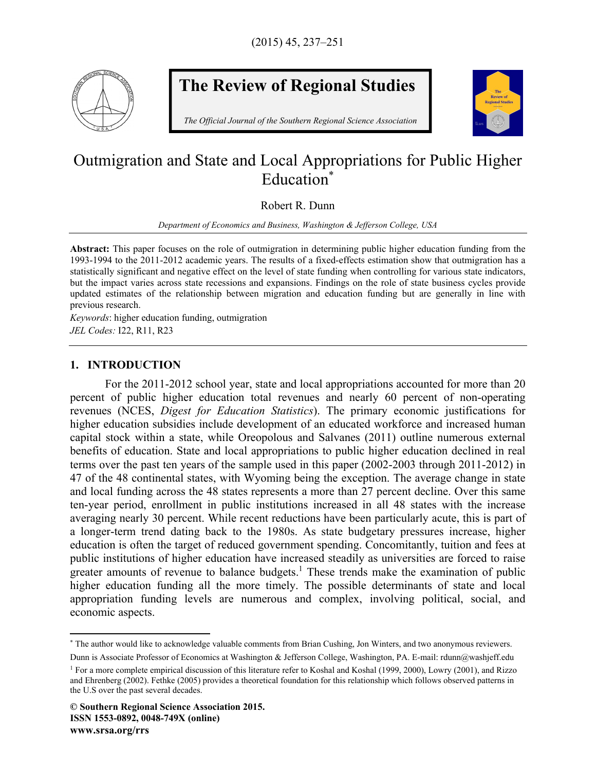# Outmigration and State and Local Appropriations for Public Higher Education[*]

Robert R. Dunn

*Department of Economics and Business, Washington & Jefferson College, USA*

**Abstract:** This paper focuses on the role of outmigration in determining public higher education funding from the 1993-1994 to the 2011-2012 academic years. The results of a fixed-effects estimation show that outmigration has a statistically significant and negative effect on the level of state funding when controlling for various state indicators, but the impact varies across state recessions and expansions. Findings on the role of state business cycles provide updated estimates of the relationship between migration and education funding but are generally in line with previous research.

*Keywords*: higher education funding, outmigration

*JEL Codes:* I22, R11, R23

## 1. INTRODUCTION

For the 2011-2012 school year, state and local appropriations accounted for more than 20 percent of public higher education total revenues and nearly 60 percent of non-operating revenues (NCES, *Digest for Education Statistics*). The primary economic justifications for higher education subsidies include development of an educated workforce and increased human capital stock within a state, while Oreopolous and Salvanes (2011) outline numerous external benefits of education. State and local appropriations to public higher education declined in real terms over the past ten years of the sample used in this paper (2002-2003 through 2011-2012) in 47 of the 48 continental states, with Wyoming being the exception. The average change in state and local funding across the 48 states represents a more than 27 percent decline. Over this same ten-year period, enrollment in public institutions increased in all 48 states with the increase averaging nearly 30 percent. While recent reductions have been particularly acute, this is part of a longer-term trend dating back to the 1980s. As state budgetary pressures increase, higher education is often the target of reduced government spending. Concomitantly, tuition and fees at public institutions of higher education have increased steadily as universities are forced to raise greater amounts of revenue to balance budgets.[1] These trends make the examination of public higher education funding all the more timely. The possible determinants of state and local appropriation funding levels are numerous and complex, involving political, social, and economic aspects.

---

[*] The author would like to acknowledge valuable comments from Brian Cushing, Jon Winters, and two anonymous reviewers.

Dunn is Associate Professor of Economics at Washington & Jefferson College, Washington, PA. E-mail: rdunn@washjeff.edu

[1] For a more complete empirical discussion of this literature refer to Koshal and Koshal (1999, 2000), Lowry (2001), and Rizzo and Ehrenberg (2002). Fethke (2005) provides a theoretical foundation for this relationship which follows observed patterns in the U.S over the past several decades.

**© Southern Regional Science Association 2015.**
**ISSN 1553-0892, 0048-749X (online)**
**www.srsa.org/rrs**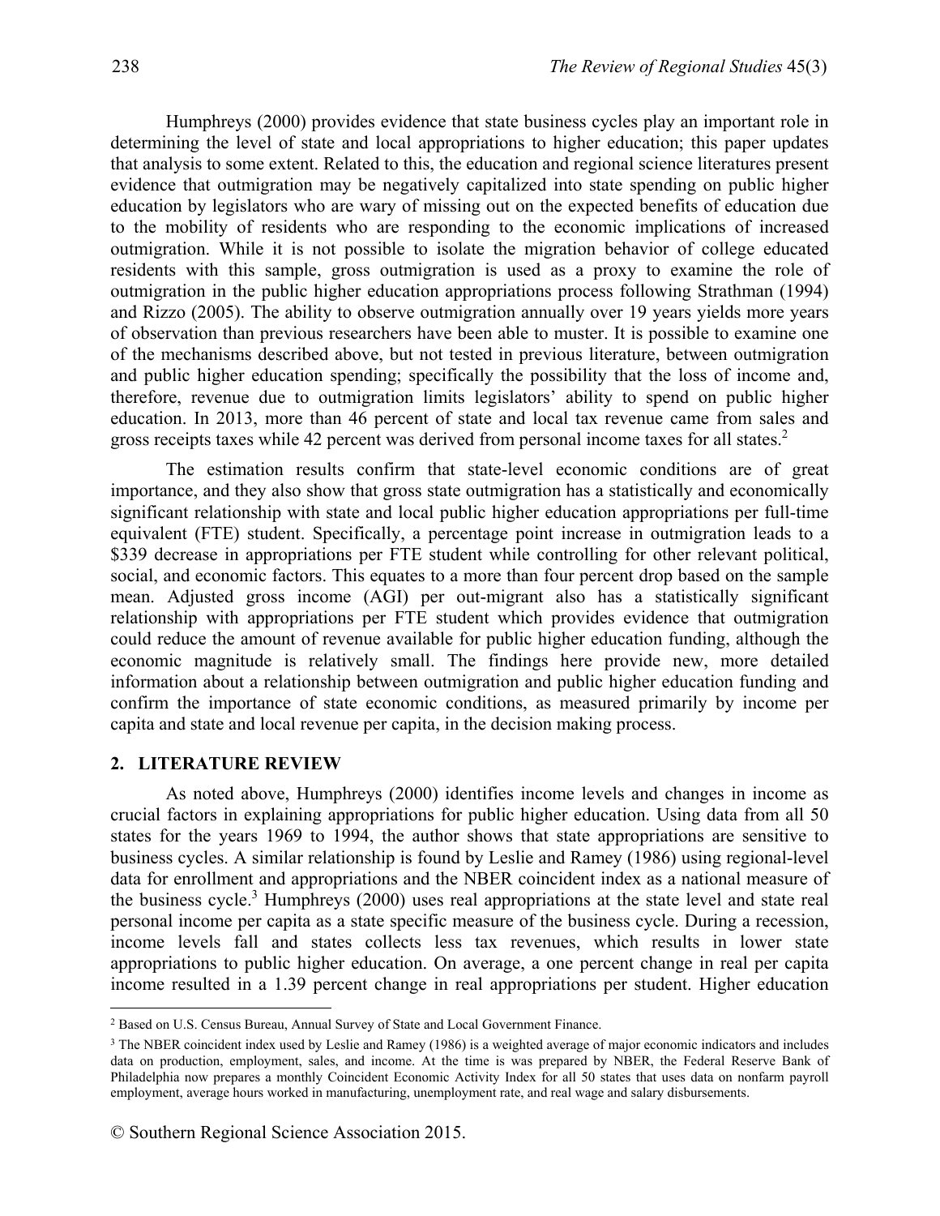Humphreys (2000) provides evidence that state business cycles play an important role in determining the level of state and local appropriations to higher education; this paper updates that analysis to some extent. Related to this, the education and regional science literatures present evidence that outmigration may be negatively capitalized into state spending on public higher education by legislators who are wary of missing out on the expected benefits of education due to the mobility of residents who are responding to the economic implications of increased outmigration. While it is not possible to isolate the migration behavior of college educated residents with this sample, gross outmigration is used as a proxy to examine the role of outmigration in the public higher education appropriations process following Strathman (1994) and Rizzo (2005). The ability to observe outmigration annually over 19 years yields more years of observation than previous researchers have been able to muster. It is possible to examine one of the mechanisms described above, but not tested in previous literature, between outmigration and public higher education spending; specifically the possibility that the loss of income and, therefore, revenue due to outmigration limits legislators' ability to spend on public higher education. In 2013, more than 46 percent of state and local tax revenue came from sales and gross receipts taxes while 42 percent was derived from personal income taxes for all states.[2]

The estimation results confirm that state-level economic conditions are of great importance, and they also show that gross state outmigration has a statistically and economically significant relationship with state and local public higher education appropriations per full-time equivalent (FTE) student. Specifically, a percentage point increase in outmigration leads to a \$339 decrease in appropriations per FTE student while controlling for other relevant political, social, and economic factors. This equates to a more than four percent drop based on the sample mean. Adjusted gross income (AGI) per out-migrant also has a statistically significant relationship with appropriations per FTE student which provides evidence that outmigration could reduce the amount of revenue available for public higher education funding, although the economic magnitude is relatively small. The findings here provide new, more detailed information about a relationship between outmigration and public higher education funding and confirm the importance of state economic conditions, as measured primarily by income per capita and state and local revenue per capita, in the decision making process.

## 2. LITERATURE REVIEW

As noted above, Humphreys (2000) identifies income levels and changes in income as crucial factors in explaining appropriations for public higher education. Using data from all 50 states for the years 1969 to 1994, the author shows that state appropriations are sensitive to business cycles. A similar relationship is found by Leslie and Ramey (1986) using regional-level data for enrollment and appropriations and the NBER coincident index as a national measure of the business cycle.[3] Humphreys (2000) uses real appropriations at the state level and state real personal income per capita as a state specific measure of the business cycle. During a recession, income levels fall and states collects less tax revenues, which results in lower state appropriations to public higher education. On average, a one percent change in real per capita income resulted in a 1.39 percent change in real appropriations per student. Higher education

[2] Based on U.S. Census Bureau, Annual Survey of State and Local Government Finance.

[3] The NBER coincident index used by Leslie and Ramey (1986) is a weighted average of major economic indicators and includes data on production, employment, sales, and income. At the time is was prepared by NBER, the Federal Reserve Bank of Philadelphia now prepares a monthly Coincident Economic Activity Index for all 50 states that uses data on nonfarm payroll employment, average hours worked in manufacturing, unemployment rate, and real wage and salary disbursements.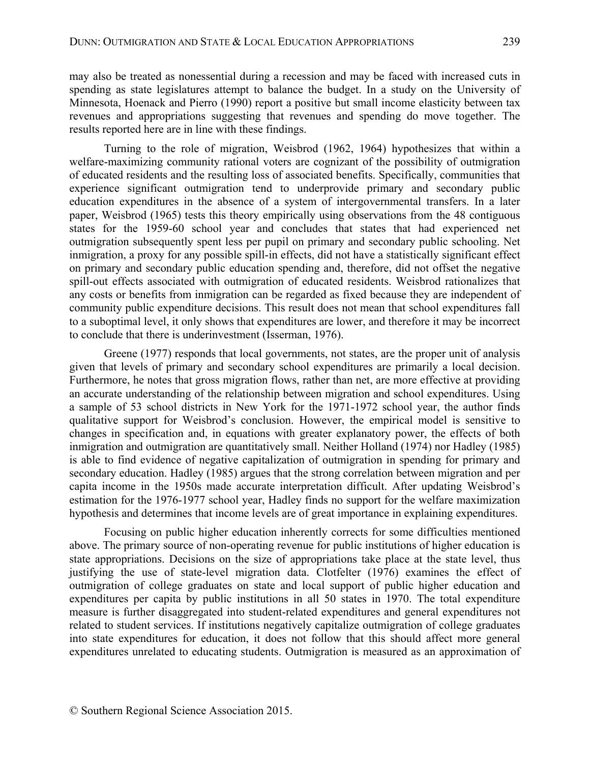may also be treated as nonessential during a recession and may be faced with increased cuts in spending as state legislatures attempt to balance the budget. In a study on the University of Minnesota, Hoenack and Pierro (1990) report a positive but small income elasticity between tax revenues and appropriations suggesting that revenues and spending do move together. The results reported here are in line with these findings.

Turning to the role of migration, Weisbrod (1962, 1964) hypothesizes that within a welfare-maximizing community rational voters are cognizant of the possibility of outmigration of educated residents and the resulting loss of associated benefits. Specifically, communities that experience significant outmigration tend to underprovide primary and secondary public education expenditures in the absence of a system of intergovernmental transfers. In a later paper, Weisbrod (1965) tests this theory empirically using observations from the 48 contiguous states for the 1959-60 school year and concludes that states that had experienced net outmigration subsequently spent less per pupil on primary and secondary public schooling. Net inmigration, a proxy for any possible spill-in effects, did not have a statistically significant effect on primary and secondary public education spending and, therefore, did not offset the negative spill-out effects associated with outmigration of educated residents. Weisbrod rationalizes that any costs or benefits from inmigration can be regarded as fixed because they are independent of community public expenditure decisions. This result does not mean that school expenditures fall to a suboptimal level, it only shows that expenditures are lower, and therefore it may be incorrect to conclude that there is underinvestment (Isserman, 1976).

Greene (1977) responds that local governments, not states, are the proper unit of analysis given that levels of primary and secondary school expenditures are primarily a local decision. Furthermore, he notes that gross migration flows, rather than net, are more effective at providing an accurate understanding of the relationship between migration and school expenditures. Using a sample of 53 school districts in New York for the 1971-1972 school year, the author finds qualitative support for Weisbrod's conclusion. However, the empirical model is sensitive to changes in specification and, in equations with greater explanatory power, the effects of both inmigration and outmigration are quantitatively small. Neither Holland (1974) nor Hadley (1985) is able to find evidence of negative capitalization of outmigration in spending for primary and secondary education. Hadley (1985) argues that the strong correlation between migration and per capita income in the 1950s made accurate interpretation difficult. After updating Weisbrod's estimation for the 1976-1977 school year, Hadley finds no support for the welfare maximization hypothesis and determines that income levels are of great importance in explaining expenditures.

Focusing on public higher education inherently corrects for some difficulties mentioned above. The primary source of non-operating revenue for public institutions of higher education is state appropriations. Decisions on the size of appropriations take place at the state level, thus justifying the use of state-level migration data. Clotfelter (1976) examines the effect of outmigration of college graduates on state and local support of public higher education and expenditures per capita by public institutions in all 50 states in 1970. The total expenditure measure is further disaggregated into student-related expenditures and general expenditures not related to student services. If institutions negatively capitalize outmigration of college graduates into state expenditures for education, it does not follow that this should affect more general expenditures unrelated to educating students. Outmigration is measured as an approximation of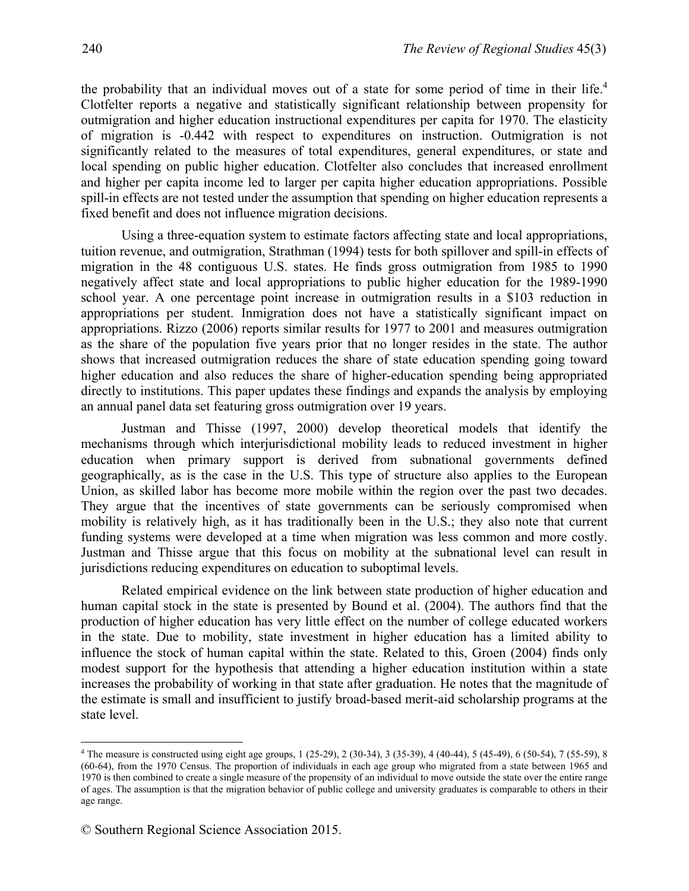the probability that an individual moves out of a state for some period of time in their life.[4] Clotfelter reports a negative and statistically significant relationship between propensity for outmigration and higher education instructional expenditures per capita for 1970. The elasticity of migration is -0.442 with respect to expenditures on instruction. Outmigration is not significantly related to the measures of total expenditures, general expenditures, or state and local spending on public higher education. Clotfelter also concludes that increased enrollment and higher per capita income led to larger per capita higher education appropriations. Possible spill-in effects are not tested under the assumption that spending on higher education represents a fixed benefit and does not influence migration decisions.

Using a three-equation system to estimate factors affecting state and local appropriations, tuition revenue, and outmigration, Strathman (1994) tests for both spillover and spill-in effects of migration in the 48 contiguous U.S. states. He finds gross outmigration from 1985 to 1990 negatively affect state and local appropriations to public higher education for the 1989-1990 school year. A one percentage point increase in outmigration results in a $103 reduction in appropriations per student. Inmigration does not have a statistically significant impact on appropriations. Rizzo (2006) reports similar results for 1977 to 2001 and measures outmigration as the share of the population five years prior that no longer resides in the state. The author shows that increased outmigration reduces the share of state education spending going toward higher education and also reduces the share of higher-education spending being appropriated directly to institutions. This paper updates these findings and expands the analysis by employing an annual panel data set featuring gross outmigration over 19 years.

Justman and Thisse (1997, 2000) develop theoretical models that identify the mechanisms through which interjurisdictional mobility leads to reduced investment in higher education when primary support is derived from subnational governments defined geographically, as is the case in the U.S. This type of structure also applies to the European Union, as skilled labor has become more mobile within the region over the past two decades. They argue that the incentives of state governments can be seriously compromised when mobility is relatively high, as it has traditionally been in the U.S.; they also note that current funding systems were developed at a time when migration was less common and more costly. Justman and Thisse argue that this focus on mobility at the subnational level can result in jurisdictions reducing expenditures on education to suboptimal levels.

Related empirical evidence on the link between state production of higher education and human capital stock in the state is presented by Bound et al. (2004). The authors find that the production of higher education has very little effect on the number of college educated workers in the state. Due to mobility, state investment in higher education has a limited ability to influence the stock of human capital within the state. Related to this, Groen (2004) finds only modest support for the hypothesis that attending a higher education institution within a state increases the probability of working in that state after graduation. He notes that the magnitude of the estimate is small and insufficient to justify broad-based merit-aid scholarship programs at the state level.

[4] The measure is constructed using eight age groups, 1 (25-29), 2 (30-34), 3 (35-39), 4 (40-44), 5 (45-49), 6 (50-54), 7 (55-59), 8 (60-64), from the 1970 Census. The proportion of individuals in each age group who migrated from a state between 1965 and 1970 is then combined to create a single measure of the propensity of an individual to move outside the state over the entire range of ages. The assumption is that the migration behavior of public college and university graduates is comparable to others in their age range.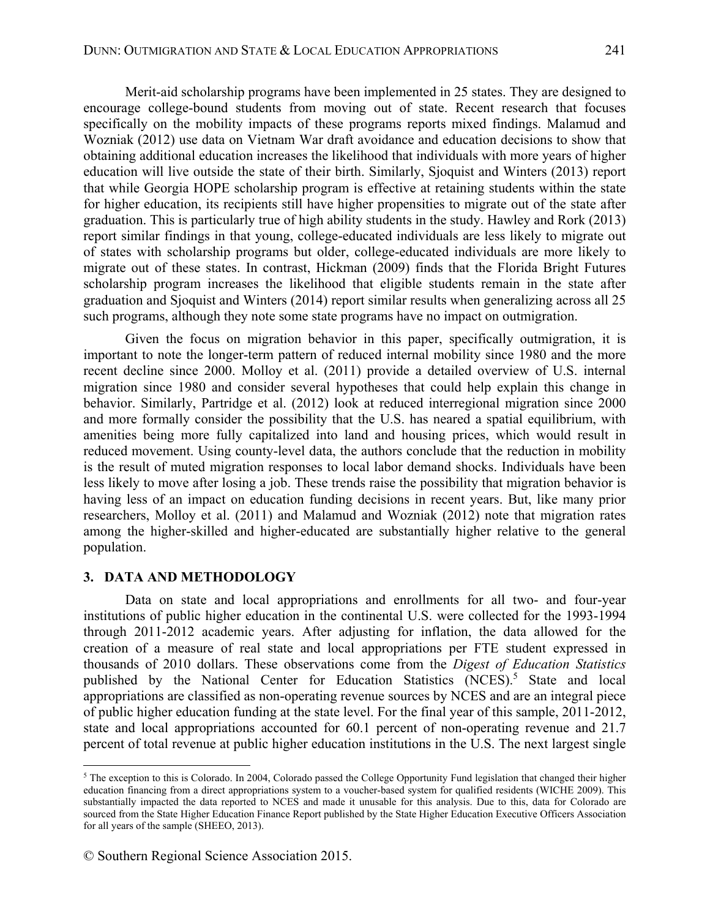Merit-aid scholarship programs have been implemented in 25 states. They are designed to encourage college-bound students from moving out of state. Recent research that focuses specifically on the mobility impacts of these programs reports mixed findings. Malamud and Wozniak (2012) use data on Vietnam War draft avoidance and education decisions to show that obtaining additional education increases the likelihood that individuals with more years of higher education will live outside the state of their birth. Similarly, Sjoquist and Winters (2013) report that while Georgia HOPE scholarship program is effective at retaining students within the state for higher education, its recipients still have higher propensities to migrate out of the state after graduation. This is particularly true of high ability students in the study. Hawley and Rork (2013) report similar findings in that young, college-educated individuals are less likely to migrate out of states with scholarship programs but older, college-educated individuals are more likely to migrate out of these states. In contrast, Hickman (2009) finds that the Florida Bright Futures scholarship program increases the likelihood that eligible students remain in the state after graduation and Sjoquist and Winters (2014) report similar results when generalizing across all 25 such programs, although they note some state programs have no impact on outmigration.

Given the focus on migration behavior in this paper, specifically outmigration, it is important to note the longer-term pattern of reduced internal mobility since 1980 and the more recent decline since 2000. Molloy et al. (2011) provide a detailed overview of U.S. internal migration since 1980 and consider several hypotheses that could help explain this change in behavior. Similarly, Partridge et al. (2012) look at reduced interregional migration since 2000 and more formally consider the possibility that the U.S. has neared a spatial equilibrium, with amenities being more fully capitalized into land and housing prices, which would result in reduced movement. Using county-level data, the authors conclude that the reduction in mobility is the result of muted migration responses to local labor demand shocks. Individuals have been less likely to move after losing a job. These trends raise the possibility that migration behavior is having less of an impact on education funding decisions in recent years. But, like many prior researchers, Molloy et al. (2011) and Malamud and Wozniak (2012) note that migration rates among the higher-skilled and higher-educated are substantially higher relative to the general population.

## 3. DATA AND METHODOLOGY

Data on state and local appropriations and enrollments for all two- and four-year institutions of public higher education in the continental U.S. were collected for the 1993-1994 through 2011-2012 academic years. After adjusting for inflation, the data allowed for the creation of a measure of real state and local appropriations per FTE student expressed in thousands of 2010 dollars. These observations come from the *Digest of Education Statistics* published by the National Center for Education Statistics (NCES).[5] State and local appropriations are classified as non-operating revenue sources by NCES and are an integral piece of public higher education funding at the state level. For the final year of this sample, 2011-2012, state and local appropriations accounted for 60.1 percent of non-operating revenue and 21.7 percent of total revenue at public higher education institutions in the U.S. The next largest single

[5] The exception to this is Colorado. In 2004, Colorado passed the College Opportunity Fund legislation that changed their higher education financing from a direct appropriations system to a voucher-based system for qualified residents (WICHE 2009). This substantially impacted the data reported to NCES and made it unusable for this analysis. Due to this, data for Colorado are sourced from the State Higher Education Finance Report published by the State Higher Education Executive Officers Association for all years of the sample (SHEEO, 2013).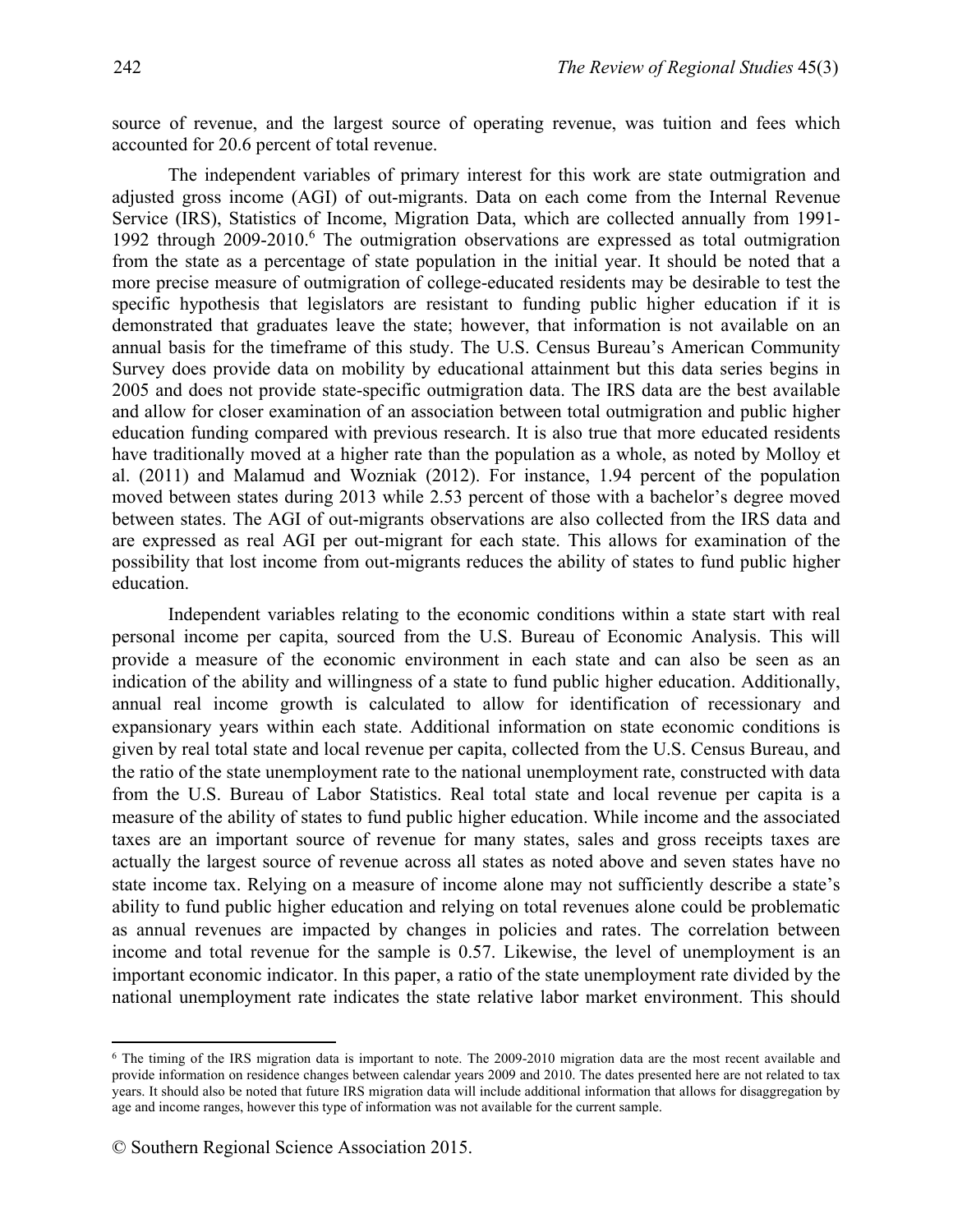source of revenue, and the largest source of operating revenue, was tuition and fees which accounted for 20.6 percent of total revenue.

The independent variables of primary interest for this work are state outmigration and adjusted gross income (AGI) of out-migrants. Data on each come from the Internal Revenue Service (IRS), Statistics of Income, Migration Data, which are collected annually from 1991-1992 through 2009-2010.[6] The outmigration observations are expressed as total outmigration from the state as a percentage of state population in the initial year. It should be noted that a more precise measure of outmigration of college-educated residents may be desirable to test the specific hypothesis that legislators are resistant to funding public higher education if it is demonstrated that graduates leave the state; however, that information is not available on an annual basis for the timeframe of this study. The U.S. Census Bureau's American Community Survey does provide data on mobility by educational attainment but this data series begins in 2005 and does not provide state-specific outmigration data. The IRS data are the best available and allow for closer examination of an association between total outmigration and public higher education funding compared with previous research. It is also true that more educated residents have traditionally moved at a higher rate than the population as a whole, as noted by Molloy et al. (2011) and Malamud and Wozniak (2012). For instance, 1.94 percent of the population moved between states during 2013 while 2.53 percent of those with a bachelor's degree moved between states. The AGI of out-migrants observations are also collected from the IRS data and are expressed as real AGI per out-migrant for each state. This allows for examination of the possibility that lost income from out-migrants reduces the ability of states to fund public higher education.

Independent variables relating to the economic conditions within a state start with real personal income per capita, sourced from the U.S. Bureau of Economic Analysis. This will provide a measure of the economic environment in each state and can also be seen as an indication of the ability and willingness of a state to fund public higher education. Additionally, annual real income growth is calculated to allow for identification of recessionary and expansionary years within each state. Additional information on state economic conditions is given by real total state and local revenue per capita, collected from the U.S. Census Bureau, and the ratio of the state unemployment rate to the national unemployment rate, constructed with data from the U.S. Bureau of Labor Statistics. Real total state and local revenue per capita is a measure of the ability of states to fund public higher education. While income and the associated taxes are an important source of revenue for many states, sales and gross receipts taxes are actually the largest source of revenue across all states as noted above and seven states have no state income tax. Relying on a measure of income alone may not sufficiently describe a state's ability to fund public higher education and relying on total revenues alone could be problematic as annual revenues are impacted by changes in policies and rates. The correlation between income and total revenue for the sample is 0.57. Likewise, the level of unemployment is an important economic indicator. In this paper, a ratio of the state unemployment rate divided by the national unemployment rate indicates the state relative labor market environment. This should

[6] The timing of the IRS migration data is important to note. The 2009-2010 migration data are the most recent available and provide information on residence changes between calendar years 2009 and 2010. The dates presented here are not related to tax years. It should also be noted that future IRS migration data will include additional information that allows for disaggregation by age and income ranges, however this type of information was not available for the current sample.

© Southern Regional Science Association 2015.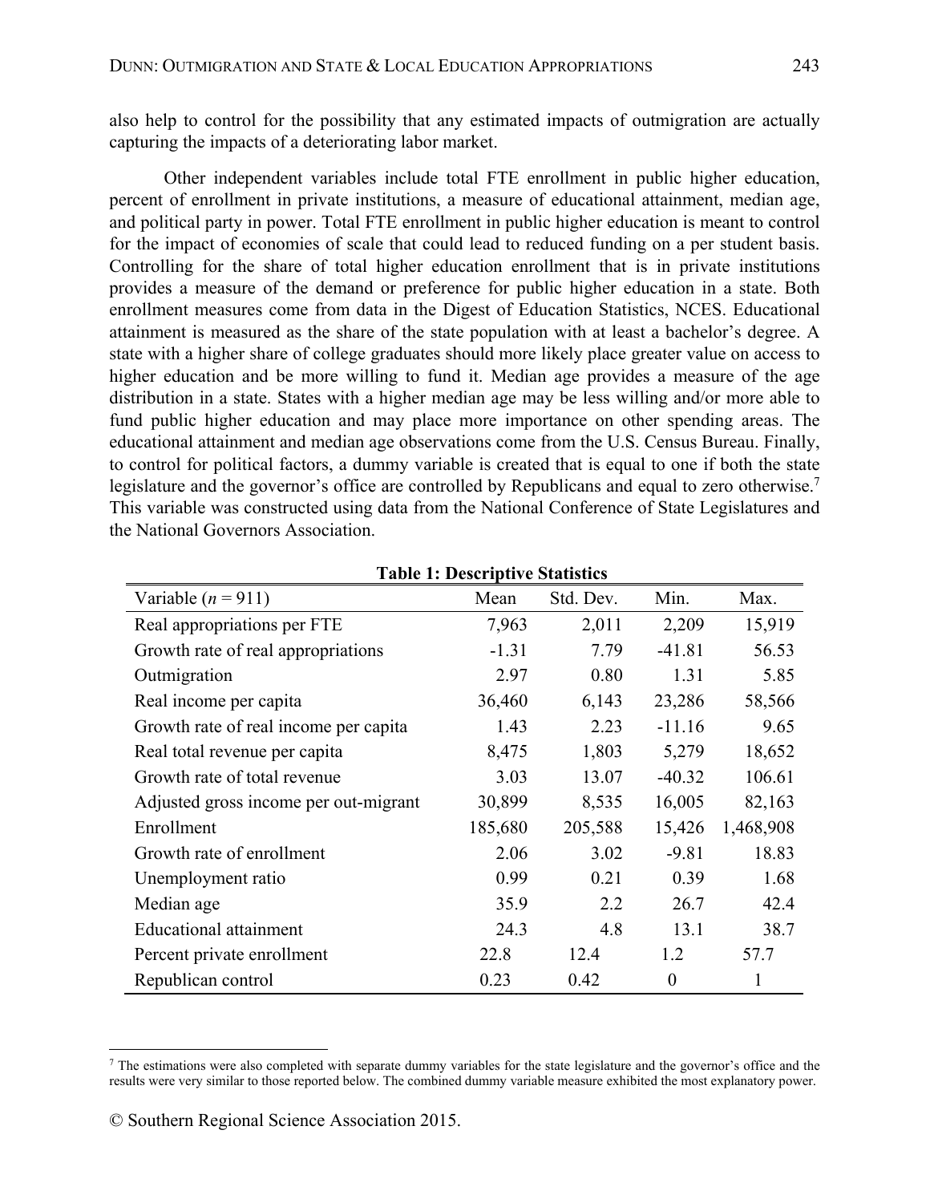also help to control for the possibility that any estimated impacts of outmigration are actually capturing the impacts of a deteriorating labor market.

Other independent variables include total FTE enrollment in public higher education, percent of enrollment in private institutions, a measure of educational attainment, median age, and political party in power. Total FTE enrollment in public higher education is meant to control for the impact of economies of scale that could lead to reduced funding on a per student basis. Controlling for the share of total higher education enrollment that is in private institutions provides a measure of the demand or preference for public higher education in a state. Both enrollment measures come from data in the Digest of Education Statistics, NCES. Educational attainment is measured as the share of the state population with at least a bachelor's degree. A state with a higher share of college graduates should more likely place greater value on access to higher education and be more willing to fund it. Median age provides a measure of the age distribution in a state. States with a higher median age may be less willing and/or more able to fund public higher education and may place more importance on other spending areas. The educational attainment and median age observations come from the U.S. Census Bureau. Finally, to control for political factors, a dummy variable is created that is equal to one if both the state legislature and the governor's office are controlled by Republicans and equal to zero otherwise.[7] This variable was constructed using data from the National Conference of State Legislatures and the National Governors Association.

**Table 1: Descriptive Statistics**

| Variable ($n = 911$) | Mean | Std. Dev. | Min. | Max. |
|---|---|---|---|---|
| Real appropriations per FTE | 7,963 | 2,011 | 2,209 | 15,919 |
| Growth rate of real appropriations | -1.31 | 7.79 | -41.81 | 56.53 |
| Outmigration | 2.97 | 0.80 | 1.31 | 5.85 |
| Real income per capita | 36,460 | 6,143 | 23,286 | 58,566 |
| Growth rate of real income per capita | 1.43 | 2.23 | -11.16 | 9.65 |
| Real total revenue per capita | 8,475 | 1,803 | 5,279 | 18,652 |
| Growth rate of total revenue | 3.03 | 13.07 | -40.32 | 106.61 |
| Adjusted gross income per out-migrant | 30,899 | 8,535 | 16,005 | 82,163 |
| Enrollment | 185,680 | 205,588 | 15,426 | 1,468,908 |
| Growth rate of enrollment | 2.06 | 3.02 | -9.81 | 18.83 |
| Unemployment ratio | 0.99 | 0.21 | 0.39 | 1.68 |
| Median age | 35.9 | 2.2 | 26.7 | 42.4 |
| Educational attainment | 24.3 | 4.8 | 13.1 | 38.7 |
| Percent private enrollment | 22.8 | 12.4 | 1.2 | 57.7 |
| Republican control | 0.23 | 0.42 | 0 | 1 |

[7] The estimations were also completed with separate dummy variables for the state legislature and the governor's office and the results were very similar to those reported below. The combined dummy variable measure exhibited the most explanatory power.

© Southern Regional Science Association 2015.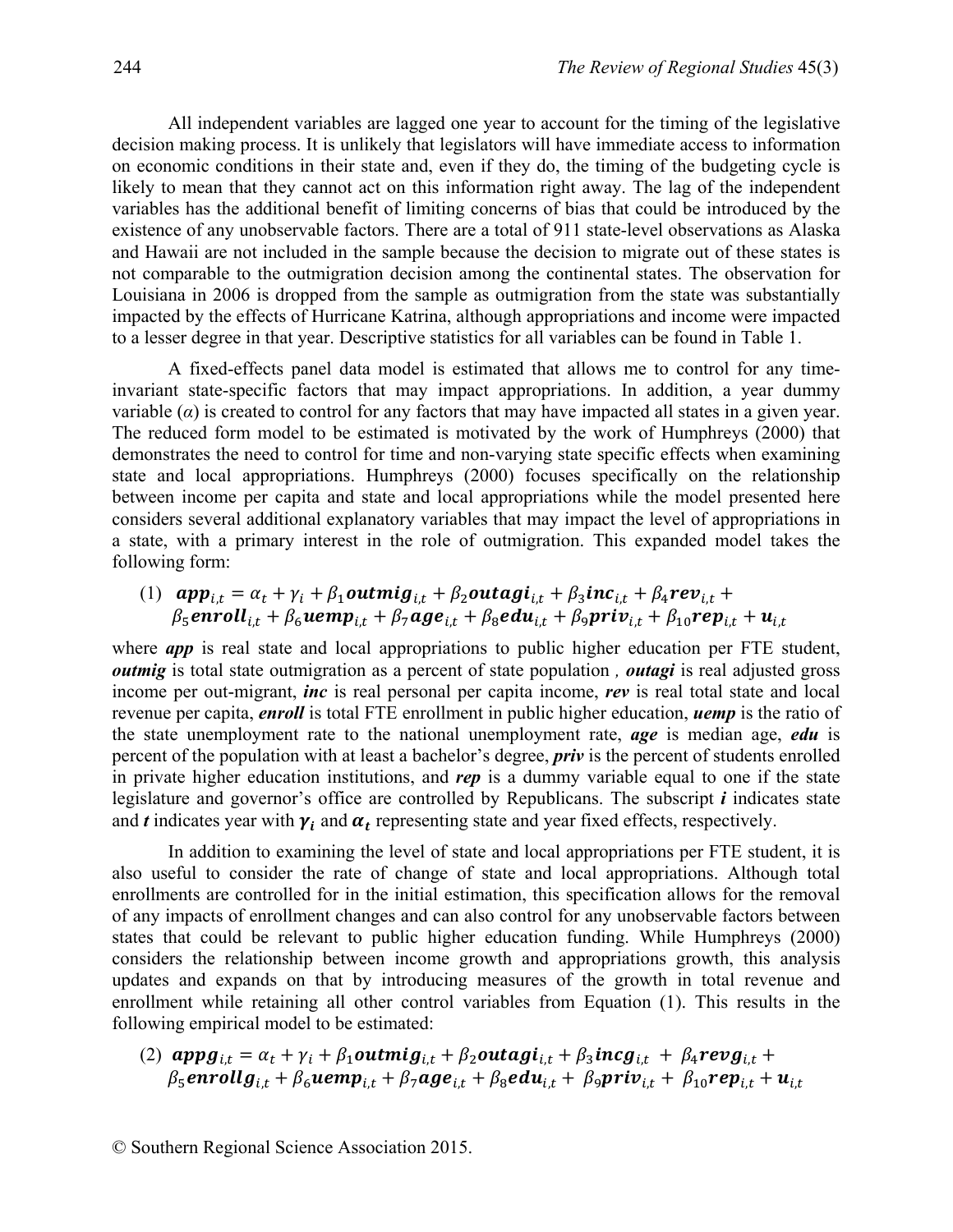All independent variables are lagged one year to account for the timing of the legislative decision making process. It is unlikely that legislators will have immediate access to information on economic conditions in their state and, even if they do, the timing of the budgeting cycle is likely to mean that they cannot act on this information right away. The lag of the independent variables has the additional benefit of limiting concerns of bias that could be introduced by the existence of any unobservable factors. There are a total of 911 state-level observations as Alaska and Hawaii are not included in the sample because the decision to migrate out of these states is not comparable to the outmigration decision among the continental states. The observation for Louisiana in 2006 is dropped from the sample as outmigration from the state was substantially impacted by the effects of Hurricane Katrina, although appropriations and income were impacted to a lesser degree in that year. Descriptive statistics for all variables can be found in Table 1.

A fixed-effects panel data model is estimated that allows me to control for any time-invariant state-specific factors that may impact appropriations. In addition, a year dummy variable ($\alpha$) is created to control for any factors that may have impacted all states in a given year. The reduced form model to be estimated is motivated by the work of Humphreys (2000) that demonstrates the need to control for time and non-varying state specific effects when examining state and local appropriations. Humphreys (2000) focuses specifically on the relationship between income per capita and state and local appropriations while the model presented here considers several additional explanatory variables that may impact the level of appropriations in a state, with a primary interest in the role of outmigration. This expanded model takes the following form:

$$(1)\quad \boldsymbol{app}_{i,t} = \alpha_t + \gamma_i + \beta_1 \boldsymbol{outmig}_{i,t} + \beta_2 \boldsymbol{outagi}_{i,t} + \beta_3 \boldsymbol{inc}_{i,t} + \beta_4 \boldsymbol{rev}_{i,t} + \beta_5 \boldsymbol{enroll}_{i,t} + \beta_6 \boldsymbol{uemp}_{i,t} + \beta_7 \boldsymbol{age}_{i,t} + \beta_8 \boldsymbol{edu}_{i,t} + \beta_9 \boldsymbol{priv}_{i,t} + \beta_{10} \boldsymbol{rep}_{i,t} + \boldsymbol{u}_{i,t}$$

where ***app*** is real state and local appropriations to public higher education per FTE student, ***outmig*** is total state outmigration as a percent of state population , ***outagi*** is real adjusted gross income per out-migrant, ***inc*** is real personal per capita income, ***rev*** is real total state and local revenue per capita, ***enroll*** is total FTE enrollment in public higher education, ***uemp*** is the ratio of the state unemployment rate to the national unemployment rate, ***age*** is median age, ***edu*** is percent of the population with at least a bachelor's degree, ***priv*** is the percent of students enrolled in private higher education institutions, and ***rep*** is a dummy variable equal to one if the state legislature and governor's office are controlled by Republicans. The subscript ***i*** indicates state and ***t*** indicates year with $\boldsymbol{\gamma_i}$ and $\boldsymbol{\alpha_t}$ representing state and year fixed effects, respectively.

In addition to examining the level of state and local appropriations per FTE student, it is also useful to consider the rate of change of state and local appropriations. Although total enrollments are controlled for in the initial estimation, this specification allows for the removal of any impacts of enrollment changes and can also control for any unobservable factors between states that could be relevant to public higher education funding. While Humphreys (2000) considers the relationship between income growth and appropriations growth, this analysis updates and expands on that by introducing measures of the growth in total revenue and enrollment while retaining all other control variables from Equation (1). This results in the following empirical model to be estimated:

$$(2)\quad \boldsymbol{appg}_{i,t} = \alpha_t + \gamma_i + \beta_1 \boldsymbol{outmig}_{i,t} + \beta_2 \boldsymbol{outagi}_{i,t} + \beta_3 \boldsymbol{incg}_{i,t} + \beta_4 \boldsymbol{revg}_{i,t} + \beta_5 \boldsymbol{enrollg}_{i,t} + \beta_6 \boldsymbol{uemp}_{i,t} + \beta_7 \boldsymbol{age}_{i,t} + \beta_8 \boldsymbol{edu}_{i,t} + \beta_9 \boldsymbol{priv}_{i,t} + \beta_{10} \boldsymbol{rep}_{i,t} + \boldsymbol{u}_{i,t}$$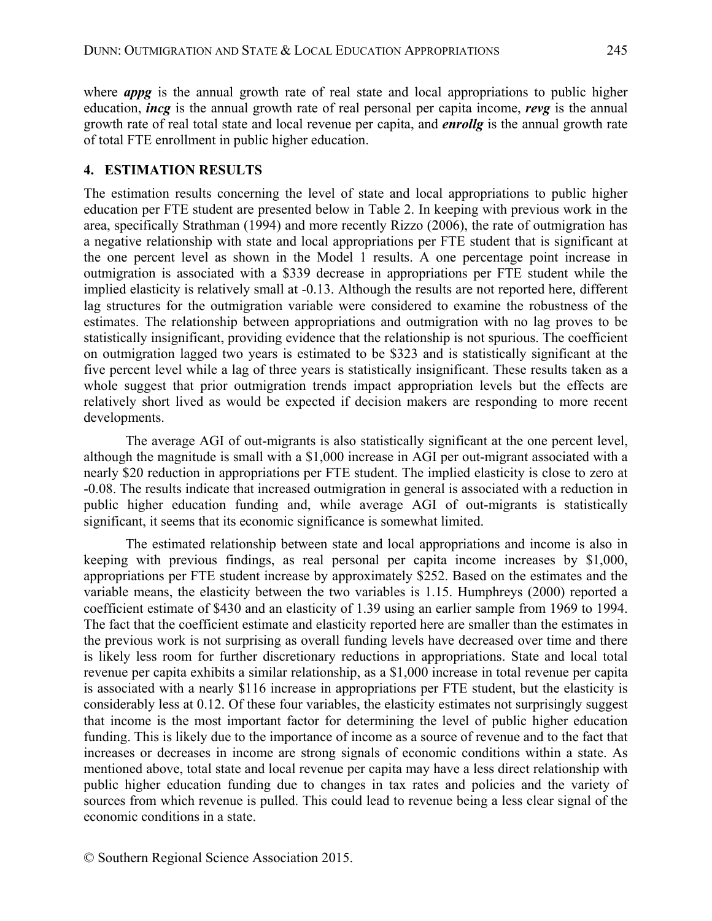where ***appg*** is the annual growth rate of real state and local appropriations to public higher education, ***incg*** is the annual growth rate of real personal per capita income, ***revg*** is the annual growth rate of real total state and local revenue per capita, and ***enrollg*** is the annual growth rate of total FTE enrollment in public higher education.

## 4. ESTIMATION RESULTS

The estimation results concerning the level of state and local appropriations to public higher education per FTE student are presented below in Table 2. In keeping with previous work in the area, specifically Strathman (1994) and more recently Rizzo (2006), the rate of outmigration has a negative relationship with state and local appropriations per FTE student that is significant at the one percent level as shown in the Model 1 results. A one percentage point increase in outmigration is associated with a \$339 decrease in appropriations per FTE student while the implied elasticity is relatively small at -0.13. Although the results are not reported here, different lag structures for the outmigration variable were considered to examine the robustness of the estimates. The relationship between appropriations and outmigration with no lag proves to be statistically insignificant, providing evidence that the relationship is not spurious. The coefficient on outmigration lagged two years is estimated to be \$323 and is statistically significant at the five percent level while a lag of three years is statistically insignificant. These results taken as a whole suggest that prior outmigration trends impact appropriation levels but the effects are relatively short lived as would be expected if decision makers are responding to more recent developments.

The average AGI of out-migrants is also statistically significant at the one percent level, although the magnitude is small with a \$1,000 increase in AGI per out-migrant associated with a nearly \$20 reduction in appropriations per FTE student. The implied elasticity is close to zero at -0.08. The results indicate that increased outmigration in general is associated with a reduction in public higher education funding and, while average AGI of out-migrants is statistically significant, it seems that its economic significance is somewhat limited.

The estimated relationship between state and local appropriations and income is also in keeping with previous findings, as real personal per capita income increases by \$1,000, appropriations per FTE student increase by approximately \$252. Based on the estimates and the variable means, the elasticity between the two variables is 1.15. Humphreys (2000) reported a coefficient estimate of \$430 and an elasticity of 1.39 using an earlier sample from 1969 to 1994. The fact that the coefficient estimate and elasticity reported here are smaller than the estimates in the previous work is not surprising as overall funding levels have decreased over time and there is likely less room for further discretionary reductions in appropriations. State and local total revenue per capita exhibits a similar relationship, as a \$1,000 increase in total revenue per capita is associated with a nearly \$116 increase in appropriations per FTE student, but the elasticity is considerably less at 0.12. Of these four variables, the elasticity estimates not surprisingly suggest that income is the most important factor for determining the level of public higher education funding. This is likely due to the importance of income as a source of revenue and to the fact that increases or decreases in income are strong signals of economic conditions within a state. As mentioned above, total state and local revenue per capita may have a less direct relationship with public higher education funding due to changes in tax rates and policies and the variety of sources from which revenue is pulled. This could lead to revenue being a less clear signal of the economic conditions in a state.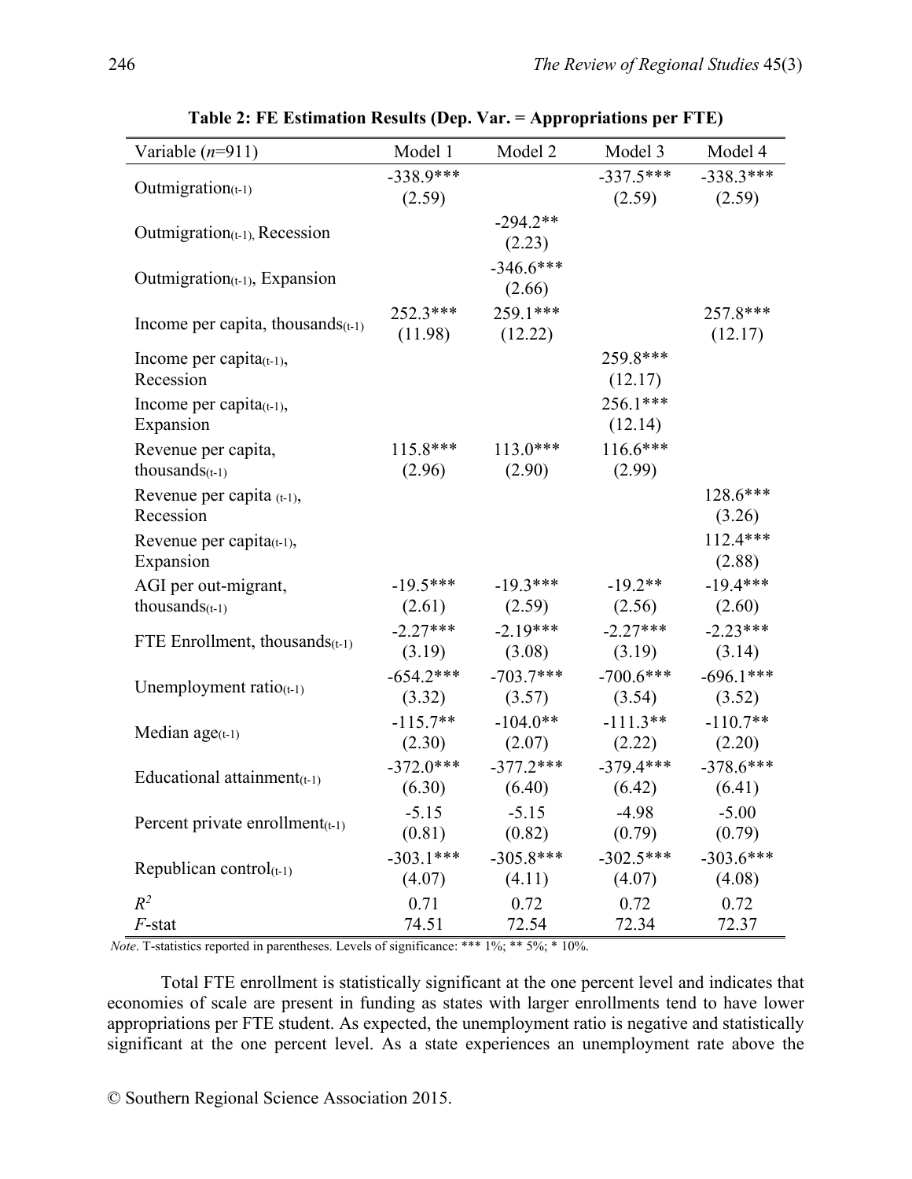**Table 2: FE Estimation Results (Dep. Var. = Appropriations per FTE)**

| Variable ($n$=911) | Model 1 | Model 2 | Model 3 | Model 4 |
|---|---|---|---|---|
| Outmigration$_{(t-1)}$ | -338.9*** | | -337.5*** | -338.3*** |
| | (2.59) | | (2.59) | (2.59) |
| Outmigration$_{(t-1)}$, Recession | | -294.2** | | |
| | | (2.23) | | |
| Outmigration$_{(t-1)}$, Expansion | | -346.6*** | | |
| | | (2.66) | | |
| Income per capita, thousands$_{(t-1)}$ | 252.3*** | 259.1*** | | 257.8*** |
| | (11.98) | (12.22) | | (12.17) |
| Income per capita$_{(t-1)}$, Recession | | | 259.8*** | |
| | | | (12.17) | |
| Income per capita$_{(t-1)}$, Expansion | | | 256.1*** | |
| | | | (12.14) | |
| Revenue per capita, thousands$_{(t-1)}$ | 115.8*** | 113.0*** | 116.6*** | |
| | (2.96) | (2.90) | (2.99) | |
| Revenue per capita $_{(t-1)}$, Recession | | | | 128.6*** |
| | | | | (3.26) |
| Revenue per capita$_{(t-1)}$, Expansion | | | | 112.4*** |
| | | | | (2.88) |
| AGI per out-migrant, thousands$_{(t-1)}$ | -19.5*** | -19.3*** | -19.2** | -19.4*** |
| | (2.61) | (2.59) | (2.56) | (2.60) |
| FTE Enrollment, thousands$_{(t-1)}$ | -2.27*** | -2.19*** | -2.27*** | -2.23*** |
| | (3.19) | (3.08) | (3.19) | (3.14) |
| Unemployment ratio$_{(t-1)}$ | -654.2*** | -703.7*** | -700.6*** | -696.1*** |
| | (3.32) | (3.57) | (3.54) | (3.52) |
| Median age$_{(t-1)}$ | -115.7** | -104.0** | -111.3** | -110.7** |
| | (2.30) | (2.07) | (2.22) | (2.20) |
| Educational attainment$_{(t-1)}$ | -372.0*** | -377.2*** | -379.4*** | -378.6*** |
| | (6.30) | (6.40) | (6.42) | (6.41) |
| Percent private enrollment$_{(t-1)}$ | -5.15 | -5.15 | -4.98 | -5.00 |
| | (0.81) | (0.82) | (0.79) | (0.79) |
| Republican control$_{(t-1)}$ | -303.1*** | -305.8*** | -302.5*** | -303.6*** |
| | (4.07) | (4.11) | (4.07) | (4.08) |
| $R^2$ | 0.71 | 0.72 | 0.72 | 0.72 |
| $F$-stat | 74.51 | 72.54 | 72.34 | 72.37 |

*Note*. T-statistics reported in parentheses. Levels of significance: *** 1%; ** 5%; * 10%.

Total FTE enrollment is statistically significant at the one percent level and indicates that economies of scale are present in funding as states with larger enrollments tend to have lower appropriations per FTE student. As expected, the unemployment ratio is negative and statistically significant at the one percent level. As a state experiences an unemployment rate above the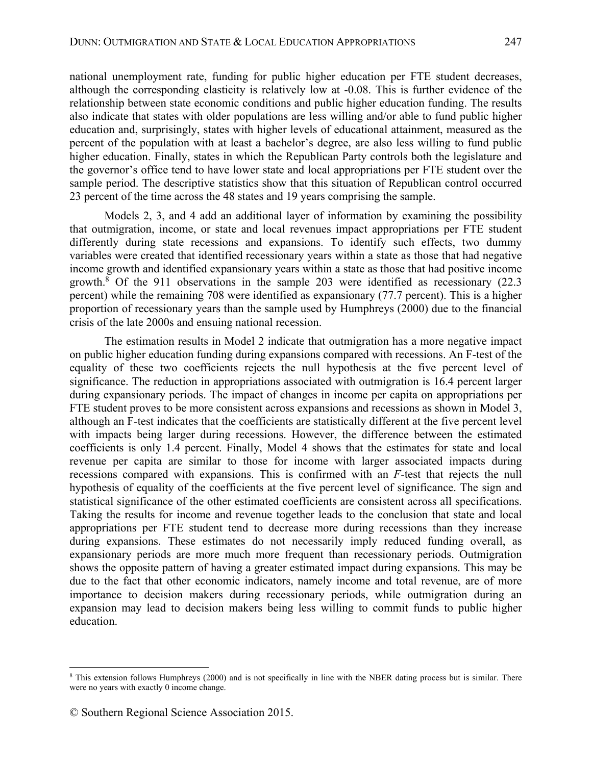national unemployment rate, funding for public higher education per FTE student decreases, although the corresponding elasticity is relatively low at -0.08. This is further evidence of the relationship between state economic conditions and public higher education funding. The results also indicate that states with older populations are less willing and/or able to fund public higher education and, surprisingly, states with higher levels of educational attainment, measured as the percent of the population with at least a bachelor's degree, are also less willing to fund public higher education. Finally, states in which the Republican Party controls both the legislature and the governor's office tend to have lower state and local appropriations per FTE student over the sample period. The descriptive statistics show that this situation of Republican control occurred 23 percent of the time across the 48 states and 19 years comprising the sample.

Models 2, 3, and 4 add an additional layer of information by examining the possibility that outmigration, income, or state and local revenues impact appropriations per FTE student differently during state recessions and expansions. To identify such effects, two dummy variables were created that identified recessionary years within a state as those that had negative income growth and identified expansionary years within a state as those that had positive income growth.[8] Of the 911 observations in the sample 203 were identified as recessionary (22.3 percent) while the remaining 708 were identified as expansionary (77.7 percent). This is a higher proportion of recessionary years than the sample used by Humphreys (2000) due to the financial crisis of the late 2000s and ensuing national recession.

The estimation results in Model 2 indicate that outmigration has a more negative impact on public higher education funding during expansions compared with recessions. An F-test of the equality of these two coefficients rejects the null hypothesis at the five percent level of significance. The reduction in appropriations associated with outmigration is 16.4 percent larger during expansionary periods. The impact of changes in income per capita on appropriations per FTE student proves to be more consistent across expansions and recessions as shown in Model 3, although an F-test indicates that the coefficients are statistically different at the five percent level with impacts being larger during recessions. However, the difference between the estimated coefficients is only 1.4 percent. Finally, Model 4 shows that the estimates for state and local revenue per capita are similar to those for income with larger associated impacts during recessions compared with expansions. This is confirmed with an *F*-test that rejects the null hypothesis of equality of the coefficients at the five percent level of significance. The sign and statistical significance of the other estimated coefficients are consistent across all specifications. Taking the results for income and revenue together leads to the conclusion that state and local appropriations per FTE student tend to decrease more during recessions than they increase during expansions. These estimates do not necessarily imply reduced funding overall, as expansionary periods are more much more frequent than recessionary periods. Outmigration shows the opposite pattern of having a greater estimated impact during expansions. This may be due to the fact that other economic indicators, namely income and total revenue, are of more importance to decision makers during recessionary periods, while outmigration during an expansion may lead to decision makers being less willing to commit funds to public higher education.

---

[8] This extension follows Humphreys (2000) and is not specifically in line with the NBER dating process but is similar. There were no years with exactly 0 income change.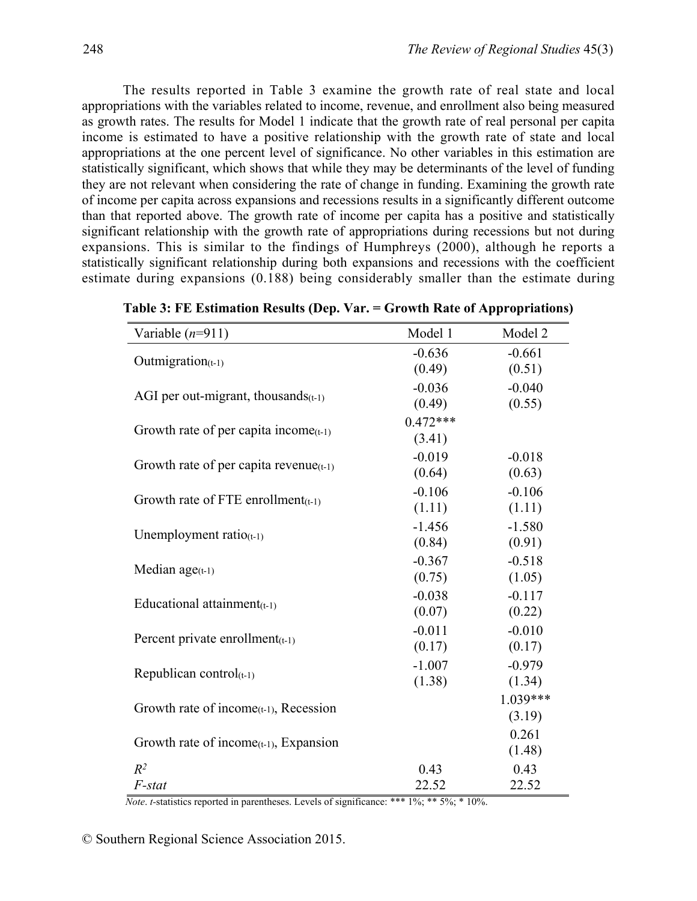The results reported in Table 3 examine the growth rate of real state and local appropriations with the variables related to income, revenue, and enrollment also being measured as growth rates. The results for Model 1 indicate that the growth rate of real personal per capita income is estimated to have a positive relationship with the growth rate of state and local appropriations at the one percent level of significance. No other variables in this estimation are statistically significant, which shows that while they may be determinants of the level of funding they are not relevant when considering the rate of change in funding. Examining the growth rate of income per capita across expansions and recessions results in a significantly different outcome than that reported above. The growth rate of income per capita has a positive and statistically significant relationship with the growth rate of appropriations during recessions but not during expansions. This is similar to the findings of Humphreys (2000), although he reports a statistically significant relationship during both expansions and recessions with the coefficient estimate during expansions (0.188) being considerably smaller than the estimate during

**Table 3: FE Estimation Results (Dep. Var. = Growth Rate of Appropriations)**

| Variable ($n$=911) | Model 1 | Model 2 |
|---|---|---|
| Outmigration$_{(t-1)}$ | -0.636<br>(0.49) | -0.661<br>(0.51) |
| AGI per out-migrant, thousands$_{(t-1)}$ | -0.036<br>(0.49) | -0.040<br>(0.55) |
| Growth rate of per capita income$_{(t-1)}$ | 0.472***<br>(3.41) | |
| Growth rate of per capita revenue$_{(t-1)}$ | -0.019<br>(0.64) | -0.018<br>(0.63) |
| Growth rate of FTE enrollment$_{(t-1)}$ | -0.106<br>(1.11) | -0.106<br>(1.11) |
| Unemployment ratio$_{(t-1)}$ | -1.456<br>(0.84) | -1.580<br>(0.91) |
| Median age$_{(t-1)}$ | -0.367<br>(0.75) | -0.518<br>(1.05) |
| Educational attainment$_{(t-1)}$ | -0.038<br>(0.07) | -0.117<br>(0.22) |
| Percent private enrollment$_{(t-1)}$ | -0.011<br>(0.17) | -0.010<br>(0.17) |
| Republican control$_{(t-1)}$ | -1.007<br>(1.38) | -0.979<br>(1.34) |
| Growth rate of income$_{(t-1)}$, Recession | | 1.039***<br>(3.19) |
| Growth rate of income$_{(t-1)}$, Expansion | | 0.261<br>(1.48) |
| $R^2$ | 0.43 | 0.43 |
| *F-stat* | 22.52 | 22.52 |

*Note*. *t*-statistics reported in parentheses. Levels of significance: *** 1%; ** 5%; * 10%.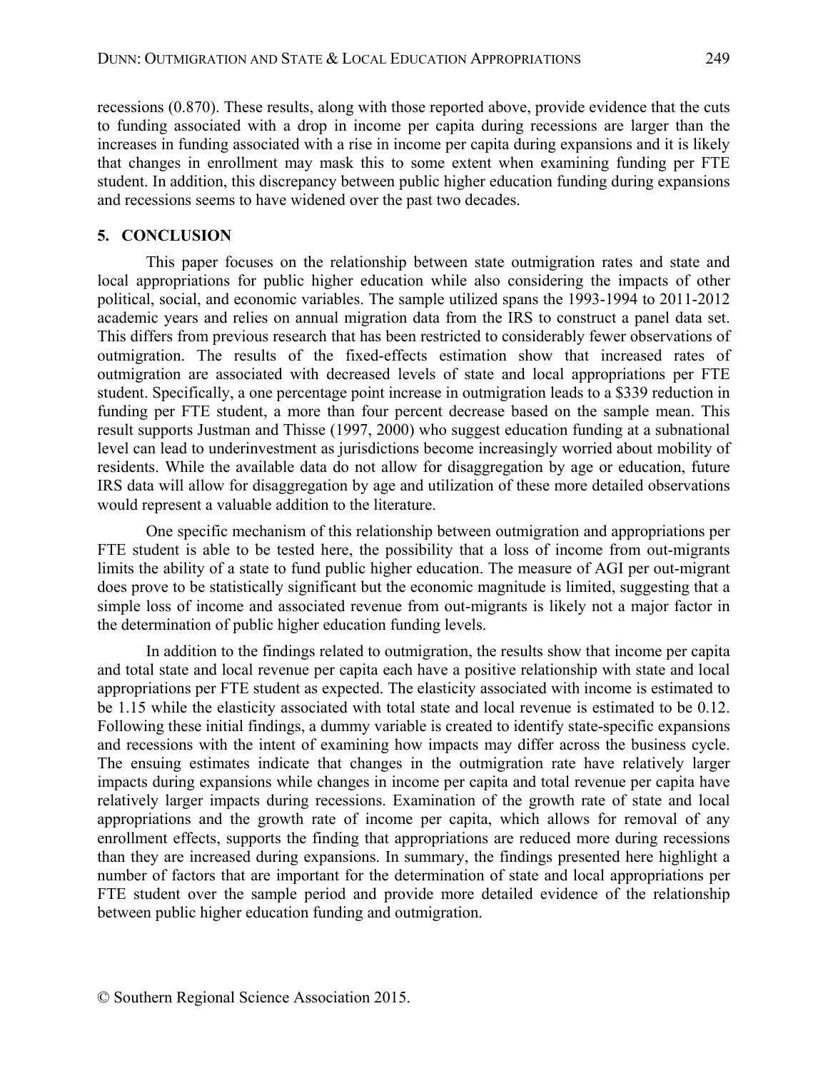recessions (0.870). These results, along with those reported above, provide evidence that the cuts to funding associated with a drop in income per capita during recessions are larger than the increases in funding associated with a rise in income per capita during expansions and it is likely that changes in enrollment may mask this to some extent when examining funding per FTE student. In addition, this discrepancy between public higher education funding during expansions and recessions seems to have widened over the past two decades.

## 5. CONCLUSION

This paper focuses on the relationship between state outmigration rates and state and local appropriations for public higher education while also considering the impacts of other political, social, and economic variables. The sample utilized spans the 1993-1994 to 2011-2012 academic years and relies on annual migration data from the IRS to construct a panel data set. This differs from previous research that has been restricted to considerably fewer observations of outmigration. The results of the fixed-effects estimation show that increased rates of outmigration are associated with decreased levels of state and local appropriations per FTE student. Specifically, a one percentage point increase in outmigration leads to a $339 reduction in funding per FTE student, a more than four percent decrease based on the sample mean. This result supports Justman and Thisse (1997, 2000) who suggest education funding at a subnational level can lead to underinvestment as jurisdictions become increasingly worried about mobility of residents. While the available data do not allow for disaggregation by age or education, future IRS data will allow for disaggregation by age and utilization of these more detailed observations would represent a valuable addition to the literature.

One specific mechanism of this relationship between outmigration and appropriations per FTE student is able to be tested here, the possibility that a loss of income from out-migrants limits the ability of a state to fund public higher education. The measure of AGI per out-migrant does prove to be statistically significant but the economic magnitude is limited, suggesting that a simple loss of income and associated revenue from out-migrants is likely not a major factor in the determination of public higher education funding levels.

In addition to the findings related to outmigration, the results show that income per capita and total state and local revenue per capita each have a positive relationship with state and local appropriations per FTE student as expected. The elasticity associated with income is estimated to be 1.15 while the elasticity associated with total state and local revenue is estimated to be 0.12. Following these initial findings, a dummy variable is created to identify state-specific expansions and recessions with the intent of examining how impacts may differ across the business cycle. The ensuing estimates indicate that changes in the outmigration rate have relatively larger impacts during expansions while changes in income per capita and total revenue per capita have relatively larger impacts during recessions. Examination of the growth rate of state and local appropriations and the growth rate of income per capita, which allows for removal of any enrollment effects, supports the finding that appropriations are reduced more during recessions than they are increased during expansions. In summary, the findings presented here highlight a number of factors that are important for the determination of state and local appropriations per FTE student over the sample period and provide more detailed evidence of the relationship between public higher education funding and outmigration.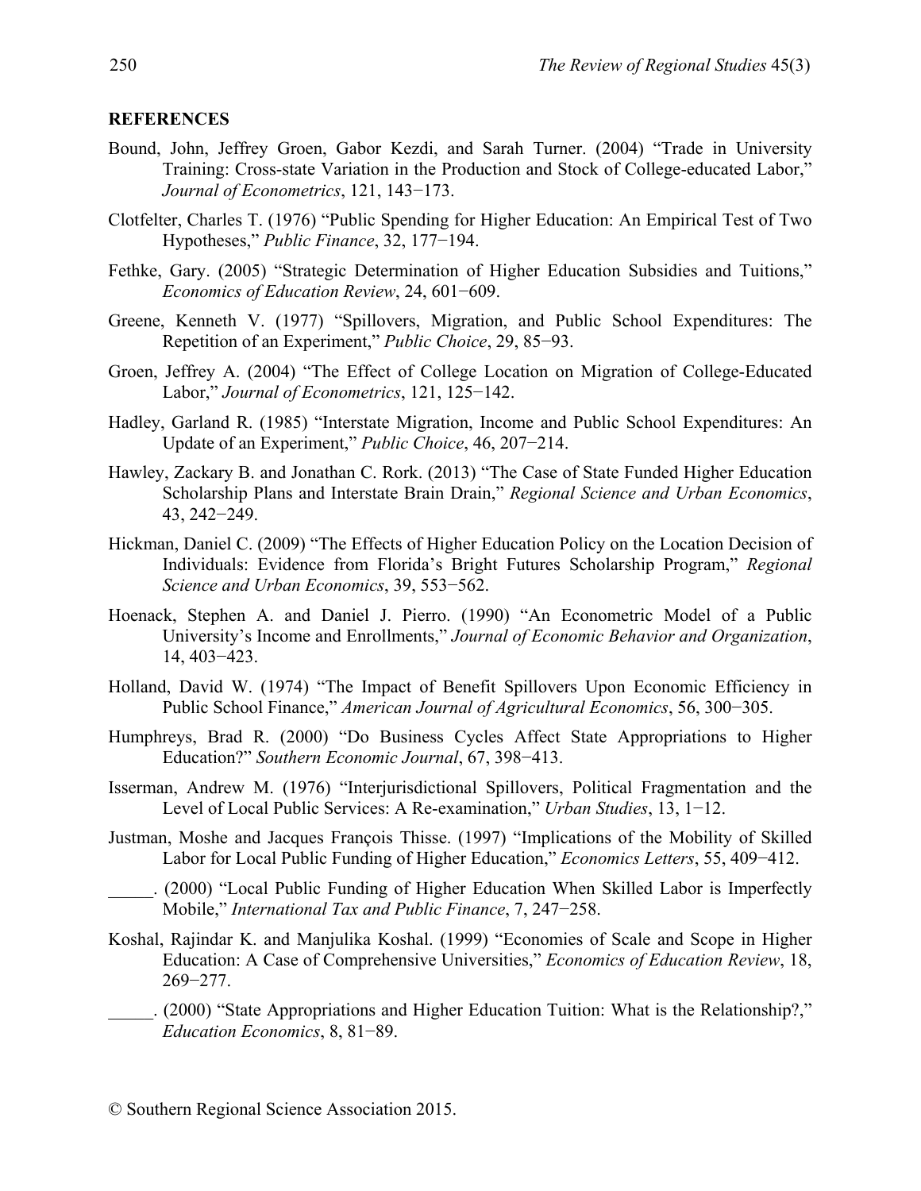**REFERENCES**

Bound, John, Jeffrey Groen, Gabor Kezdi, and Sarah Turner. (2004) "Trade in University Training: Cross-state Variation in the Production and Stock of College-educated Labor," *Journal of Econometrics*, 121, 143−173.

Clotfelter, Charles T. (1976) "Public Spending for Higher Education: An Empirical Test of Two Hypotheses," *Public Finance*, 32, 177−194.

Fethke, Gary. (2005) "Strategic Determination of Higher Education Subsidies and Tuitions," *Economics of Education Review*, 24, 601−609.

Greene, Kenneth V. (1977) "Spillovers, Migration, and Public School Expenditures: The Repetition of an Experiment," *Public Choice*, 29, 85−93.

Groen, Jeffrey A. (2004) "The Effect of College Location on Migration of College-Educated Labor," *Journal of Econometrics*, 121, 125−142.

Hadley, Garland R. (1985) "Interstate Migration, Income and Public School Expenditures: An Update of an Experiment," *Public Choice*, 46, 207−214.

Hawley, Zackary B. and Jonathan C. Rork. (2013) "The Case of State Funded Higher Education Scholarship Plans and Interstate Brain Drain," *Regional Science and Urban Economics*, 43, 242−249.

Hickman, Daniel C. (2009) "The Effects of Higher Education Policy on the Location Decision of Individuals: Evidence from Florida's Bright Futures Scholarship Program," *Regional Science and Urban Economics*, 39, 553−562.

Hoenack, Stephen A. and Daniel J. Pierro. (1990) "An Econometric Model of a Public University's Income and Enrollments," *Journal of Economic Behavior and Organization*, 14, 403−423.

Holland, David W. (1974) "The Impact of Benefit Spillovers Upon Economic Efficiency in Public School Finance," *American Journal of Agricultural Economics*, 56, 300−305.

Humphreys, Brad R. (2000) "Do Business Cycles Affect State Appropriations to Higher Education?" *Southern Economic Journal*, 67, 398−413.

Isserman, Andrew M. (1976) "Interjurisdictional Spillovers, Political Fragmentation and the Level of Local Public Services: A Re-examination," *Urban Studies*, 13, 1−12.

Justman, Moshe and Jacques François Thisse. (1997) "Implications of the Mobility of Skilled Labor for Local Public Funding of Higher Education," *Economics Letters*, 55, 409−412.

_____. (2000) "Local Public Funding of Higher Education When Skilled Labor is Imperfectly Mobile," *International Tax and Public Finance*, 7, 247−258.

Koshal, Rajindar K. and Manjulika Koshal. (1999) "Economies of Scale and Scope in Higher Education: A Case of Comprehensive Universities," *Economics of Education Review*, 18, 269−277.

_____. (2000) "State Appropriations and Higher Education Tuition: What is the Relationship?," *Education Economics*, 8, 81−89.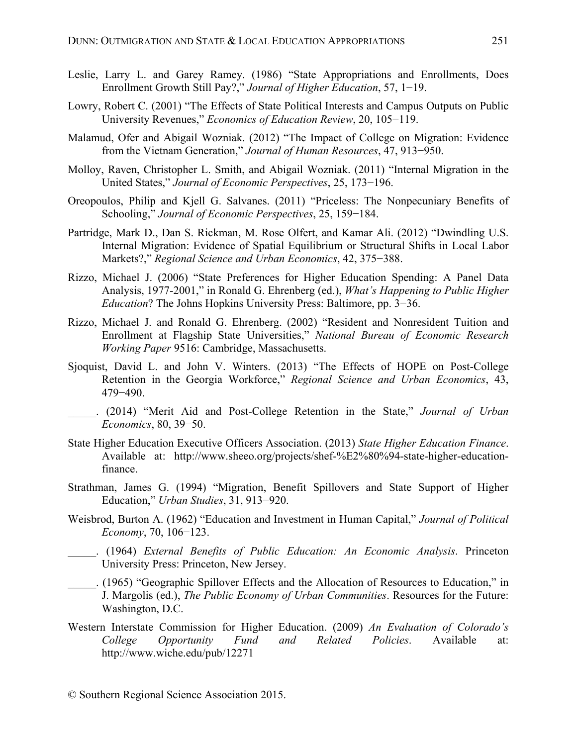Leslie, Larry L. and Garey Ramey. (1986) "State Appropriations and Enrollments, Does Enrollment Growth Still Pay?," *Journal of Higher Education*, 57, 1−19.

Lowry, Robert C. (2001) "The Effects of State Political Interests and Campus Outputs on Public University Revenues," *Economics of Education Review*, 20, 105−119.

Malamud, Ofer and Abigail Wozniak. (2012) "The Impact of College on Migration: Evidence from the Vietnam Generation," *Journal of Human Resources*, 47, 913−950.

Molloy, Raven, Christopher L. Smith, and Abigail Wozniak. (2011) "Internal Migration in the United States," *Journal of Economic Perspectives*, 25, 173−196.

Oreopoulos, Philip and Kjell G. Salvanes. (2011) "Priceless: The Nonpecuniary Benefits of Schooling," *Journal of Economic Perspectives*, 25, 159−184.

Partridge, Mark D., Dan S. Rickman, M. Rose Olfert, and Kamar Ali. (2012) "Dwindling U.S. Internal Migration: Evidence of Spatial Equilibrium or Structural Shifts in Local Labor Markets?," *Regional Science and Urban Economics*, 42, 375−388.

Rizzo, Michael J. (2006) "State Preferences for Higher Education Spending: A Panel Data Analysis, 1977-2001," in Ronald G. Ehrenberg (ed.), *What's Happening to Public Higher Education*? The Johns Hopkins University Press: Baltimore, pp. 3−36.

Rizzo, Michael J. and Ronald G. Ehrenberg. (2002) "Resident and Nonresident Tuition and Enrollment at Flagship State Universities," *National Bureau of Economic Research Working Paper* 9516: Cambridge, Massachusetts.

Sjoquist, David L. and John V. Winters. (2013) "The Effects of HOPE on Post-College Retention in the Georgia Workforce," *Regional Science and Urban Economics*, 43, 479−490.

\_\_\_\_\_. (2014) "Merit Aid and Post-College Retention in the State," *Journal of Urban Economics*, 80, 39−50.

State Higher Education Executive Officers Association. (2013) *State Higher Education Finance*. Available at: http://www.sheeo.org/projects/shef-%E2%80%94-state-higher-education-finance.

Strathman, James G. (1994) "Migration, Benefit Spillovers and State Support of Higher Education," *Urban Studies*, 31, 913−920.

Weisbrod, Burton A. (1962) "Education and Investment in Human Capital," *Journal of Political Economy*, 70, 106−123.

\_\_\_\_\_. (1964) *External Benefits of Public Education: An Economic Analysis*. Princeton University Press: Princeton, New Jersey.

\_\_\_\_\_. (1965) "Geographic Spillover Effects and the Allocation of Resources to Education," in J. Margolis (ed.), *The Public Economy of Urban Communities*. Resources for the Future: Washington, D.C.

Western Interstate Commission for Higher Education. (2009) *An Evaluation of Colorado's College Opportunity Fund and Related Policies*. Available at: http://www.wiche.edu/pub/12271